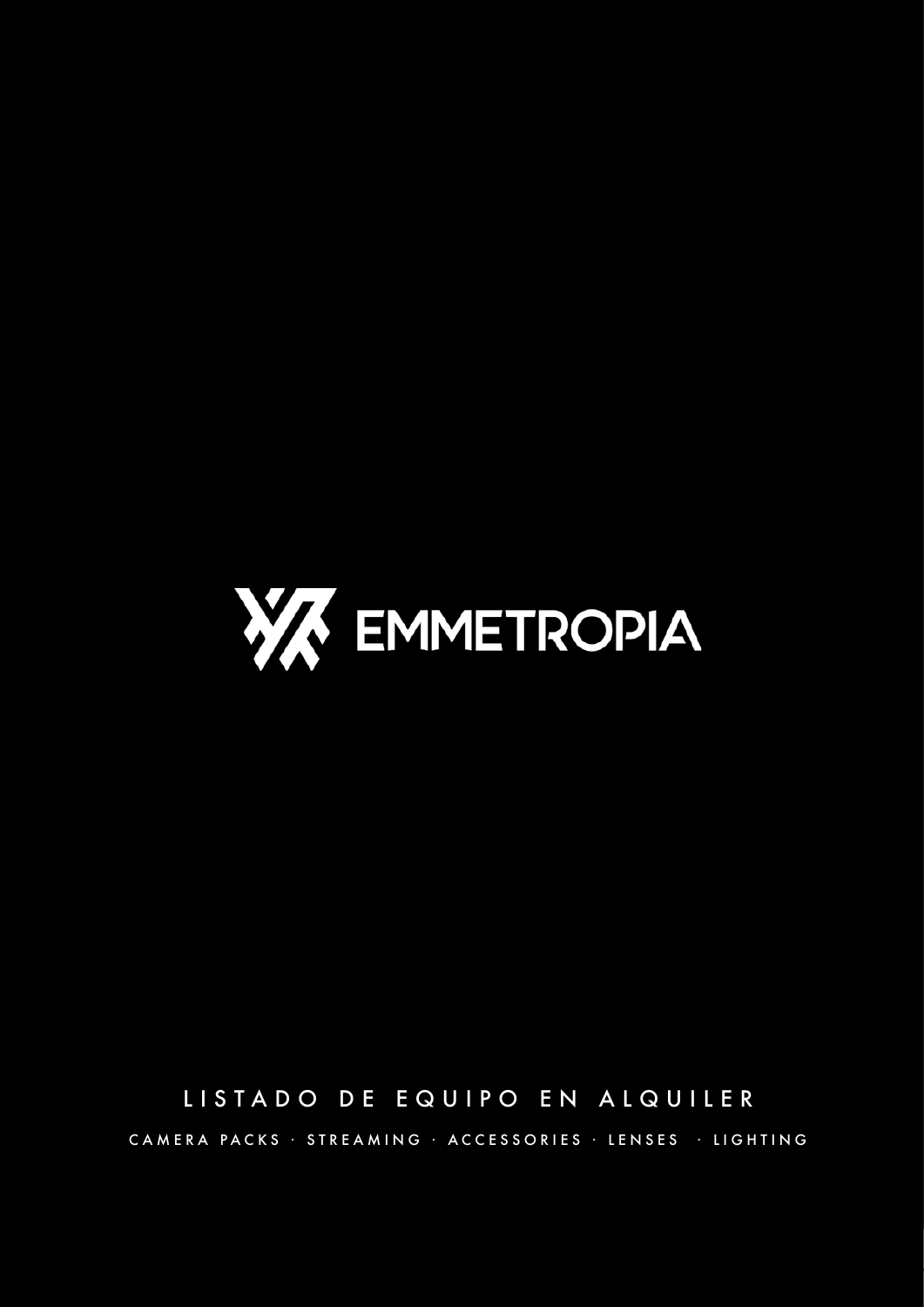# EMMETROPIA

LISTADO DE EQUIPO EN ALQUILER

CAMERA PACKS · STREAMING · ACCESSORIES · LENSES · LIGHTING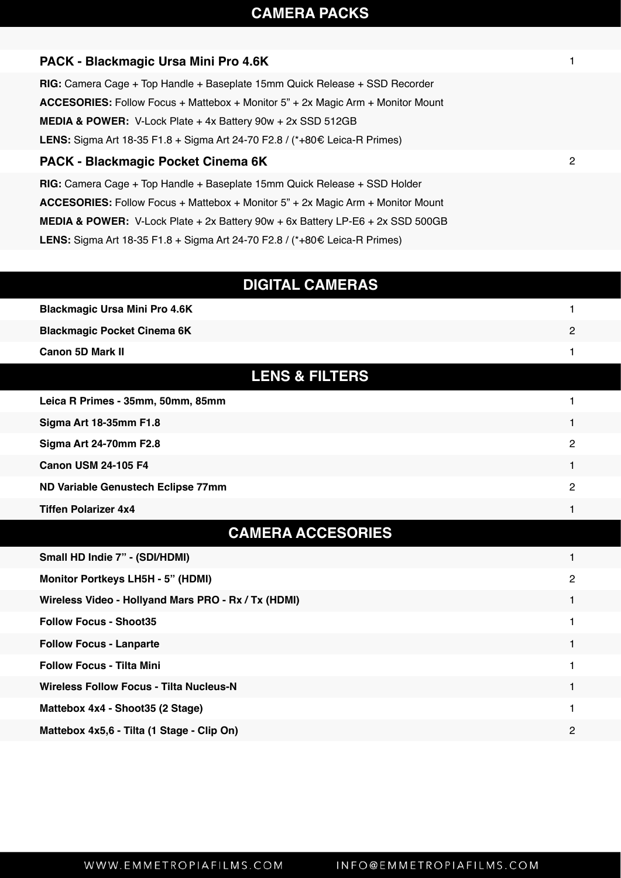## CAMERA PACKS

| | |
|---|---|
| **PACK - Blackmagic Ursa Mini Pro 4.6K** | 1 |

**RIG:** Camera Cage + Top Handle + Baseplate 15mm Quick Release + SSD Recorder
**ACCESORIES:** Follow Focus + Mattebox + Monitor 5" + 2x Magic Arm + Monitor Mount
**MEDIA & POWER:** V-Lock Plate + 4x Battery 90w + 2x SSD 512GB
**LENS:** Sigma Art 18-35 F1.8 + Sigma Art 24-70 F2.8 / (*+80€ Leica-R Primes)

| | |
|---|---|
| **PACK - Blackmagic Pocket Cinema 6K** | 2 |

**RIG:** Camera Cage + Top Handle + Baseplate 15mm Quick Release + SSD Holder
**ACCESORIES:** Follow Focus + Mattebox + Monitor 5" + 2x Magic Arm + Monitor Mount
**MEDIA & POWER:** V-Lock Plate + 2x Battery 90w + 6x Battery LP-E6 + 2x SSD 500GB
**LENS:** Sigma Art 18-35 F1.8 + Sigma Art 24-70 F2.8 / (*+80€ Leica-R Primes)

## DIGITAL CAMERAS

| | |
|---|---|
| **Blackmagic Ursa Mini Pro 4.6K** | 1 |
| **Blackmagic Pocket Cinema 6K** | 2 |
| **Canon 5D Mark II** | 1 |

## LENS & FILTERS

| | |
|---|---|
| **Leica R Primes - 35mm, 50mm, 85mm** | 1 |
| **Sigma Art 18-35mm F1.8** | 1 |
| **Sigma Art 24-70mm F2.8** | 2 |
| **Canon USM 24-105 F4** | 1 |
| **ND Variable Genustech Eclipse 77mm** | 2 |
| **Tiffen Polarizer 4x4** | 1 |

## CAMERA ACCESORIES

| | |
|---|---|
| **Small HD Indie 7" - (SDI/HDMI)** | 1 |
| **Monitor Portkeys LH5H - 5" (HDMI)** | 2 |
| **Wireless Video - Hollyand Mars PRO - Rx / Tx (HDMI)** | 1 |
| **Follow Focus - Shoot35** | 1 |
| **Follow Focus - Lanparte** | 1 |
| **Follow Focus - Tilta Mini** | 1 |
| **Wireless Follow Focus - Tilta Nucleus-N** | 1 |
| **Mattebox 4x4 - Shoot35 (2 Stage)** | 1 |
| **Mattebox 4x5,6 - Tilta (1 Stage - Clip On)** | 2 |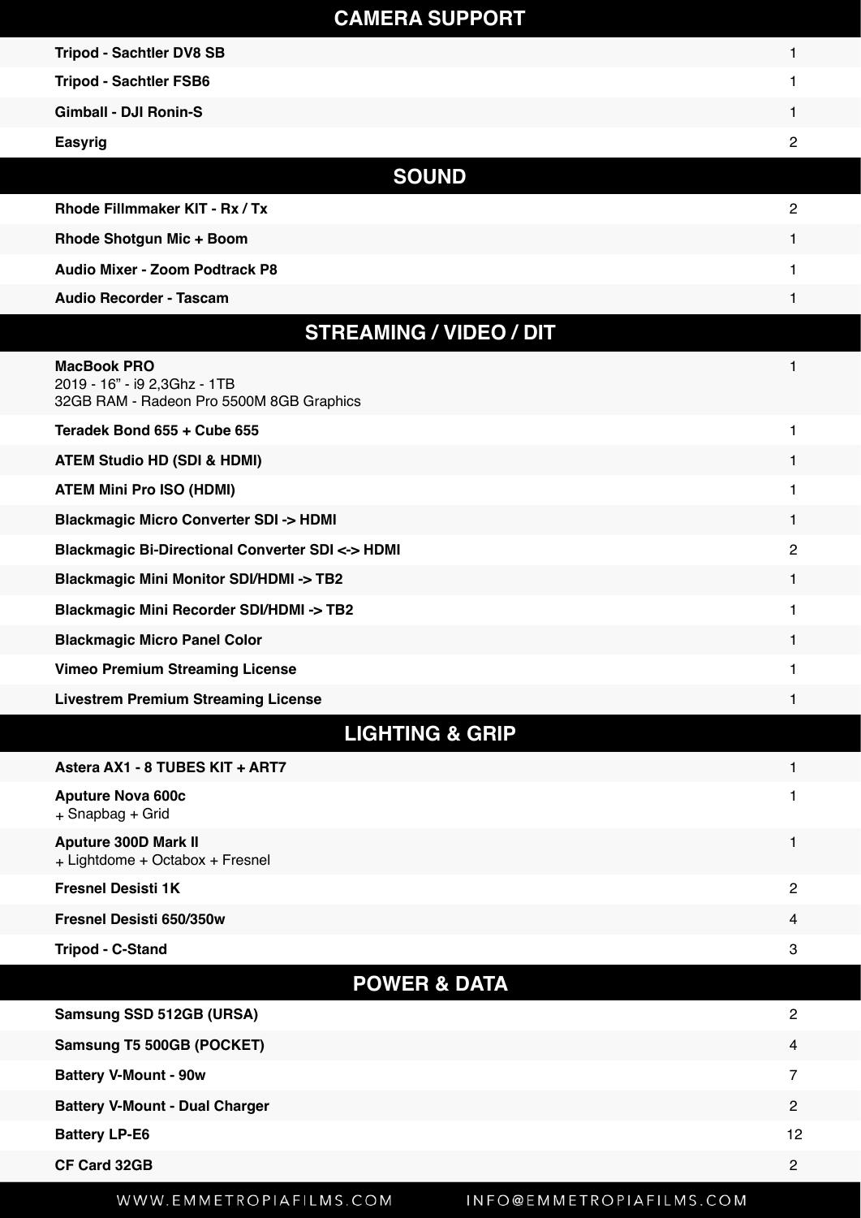## CAMERA SUPPORT

| | |
|---|---|
| **Tripod - Sachtler DV8 SB** | 1 |
| **Tripod - Sachtler FSB6** | 1 |
| **Gimball - DJI Ronin-S** | 1 |
| **Easyrig** | 2 |

## SOUND

| | |
|---|---|
| **Rhode Fillmmaker KIT - Rx / Tx** | 2 |
| **Rhode Shotgun Mic + Boom** | 1 |
| **Audio Mixer - Zoom Podtrack P8** | 1 |
| **Audio Recorder - Tascam** | 1 |

## STREAMING / VIDEO / DIT

| | |
|---|---|
| **MacBook PRO**<br>2019 - 16" - i9 2,3Ghz - 1TB<br>32GB RAM - Radeon Pro 5500M 8GB Graphics | 1 |
| **Teradek Bond 655 + Cube 655** | 1 |
| **ATEM Studio HD (SDI & HDMI)** | 1 |
| **ATEM Mini Pro ISO (HDMI)** | 1 |
| **Blackmagic Micro Converter SDI -> HDMI** | 1 |
| **Blackmagic Bi-Directional Converter SDI <-> HDMI** | 2 |
| **Blackmagic Mini Monitor SDI/HDMI -> TB2** | 1 |
| **Blackmagic Mini Recorder SDI/HDMI -> TB2** | 1 |
| **Blackmagic Micro Panel Color** | 1 |
| **Vimeo Premium Streaming License** | 1 |
| **Livestrem Premium Streaming License** | 1 |

## LIGHTING & GRIP

| | |
|---|---|
| **Astera AX1 - 8 TUBES KIT + ART7** | 1 |
| **Aputure Nova 600c**<br>+ Snapbag + Grid | 1 |
| **Aputure 300D Mark II**<br>+ Lightdome + Octabox + Fresnel | 1 |
| **Fresnel Desisti 1K** | 2 |
| **Fresnel Desisti 650/350w** | 4 |
| **Tripod - C-Stand** | 3 |

## POWER & DATA

| | |
|---|---|
| **Samsung SSD 512GB (URSA)** | 2 |
| **Samsung T5 500GB (POCKET)** | 4 |
| **Battery V-Mount - 90w** | 7 |
| **Battery V-Mount - Dual Charger** | 2 |
| **Battery LP-E6** | 12 |
| **CF Card 32GB** | 2 |

WWW.EMMETROPIAFILMS.COM INFO@EMMETROPIAFILMS.COM